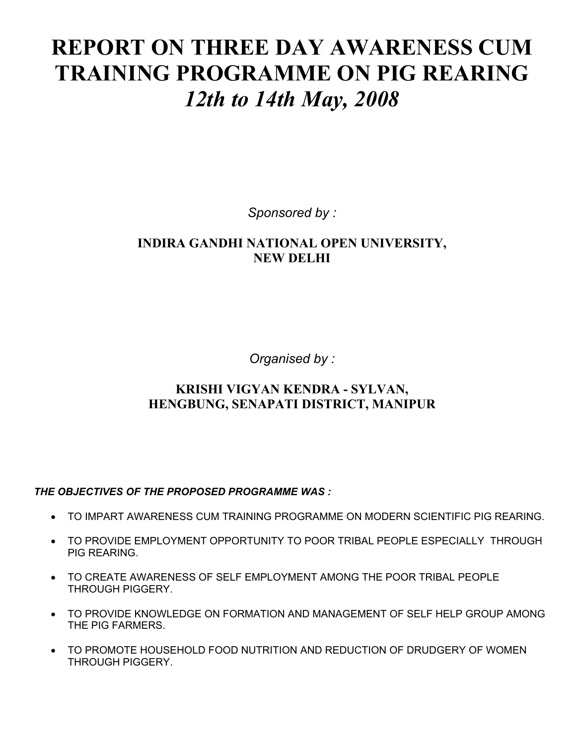# REPORT ON THREE DAY AWARENESS CUM TRAINING PROGRAMME ON PIG REARING
# *12th to 14th May, 2008*

*Sponsored by :*

**INDIRA GANDHI NATIONAL OPEN UNIVERSITY, NEW DELHI**

*Organised by :*

**KRISHI VIGYAN KENDRA - SYLVAN, HENGBUNG, SENAPATI DISTRICT, MANIPUR**

***THE OBJECTIVES OF THE PROPOSED PROGRAMME WAS :***

- TO IMPART AWARENESS CUM TRAINING PROGRAMME ON MODERN SCIENTIFIC PIG REARING.
- TO PROVIDE EMPLOYMENT OPPORTUNITY TO POOR TRIBAL PEOPLE ESPECIALLY THROUGH PIG REARING.
- TO CREATE AWARENESS OF SELF EMPLOYMENT AMONG THE POOR TRIBAL PEOPLE THROUGH PIGGERY.
- TO PROVIDE KNOWLEDGE ON FORMATION AND MANAGEMENT OF SELF HELP GROUP AMONG THE PIG FARMERS.
- TO PROMOTE HOUSEHOLD FOOD NUTRITION AND REDUCTION OF DRUDGERY OF WOMEN THROUGH PIGGERY.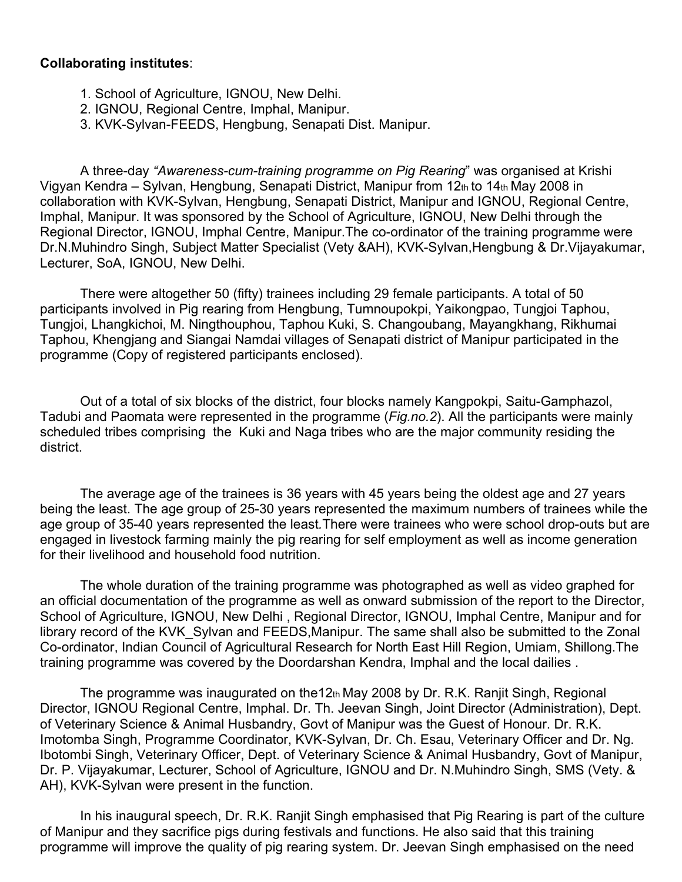**Collaborating institutes**:

1. School of Agriculture, IGNOU, New Delhi.
2. IGNOU, Regional Centre, Imphal, Manipur.
3. KVK-Sylvan-FEEDS, Hengbung, Senapati Dist. Manipur.

A three-day *"Awareness-cum-training programme on Pig Rearing*" was organised at Krishi Vigyan Kendra – Sylvan, Hengbung, Senapati District, Manipur from 12th to 14th May 2008 in collaboration with KVK-Sylvan, Hengbung, Senapati District, Manipur and IGNOU, Regional Centre, Imphal, Manipur. It was sponsored by the School of Agriculture, IGNOU, New Delhi through the Regional Director, IGNOU, Imphal Centre, Manipur.The co-ordinator of the training programme were Dr.N.Muhindro Singh, Subject Matter Specialist (Vety &AH), KVK-Sylvan,Hengbung & Dr.Vijayakumar, Lecturer, SoA, IGNOU, New Delhi.

There were altogether 50 (fifty) trainees including 29 female participants. A total of 50 participants involved in Pig rearing from Hengbung, Tumnoupokpi, Yaikongpao, Tungjoi Taphou, Tungjoi, Lhangkichoi, M. Ningthouphou, Taphou Kuki, S. Changoubang, Mayangkhang, Rikhumai Taphou, Khengjang and Siangai Namdai villages of Senapati district of Manipur participated in the programme (Copy of registered participants enclosed).

Out of a total of six blocks of the district, four blocks namely Kangpokpi, Saitu-Gamphazol, Tadubi and Paomata were represented in the programme (*Fig.no.2*). All the participants were mainly scheduled tribes comprising the Kuki and Naga tribes who are the major community residing the district.

The average age of the trainees is 36 years with 45 years being the oldest age and 27 years being the least. The age group of 25-30 years represented the maximum numbers of trainees while the age group of 35-40 years represented the least.There were trainees who were school drop-outs but are engaged in livestock farming mainly the pig rearing for self employment as well as income generation for their livelihood and household food nutrition.

The whole duration of the training programme was photographed as well as video graphed for an official documentation of the programme as well as onward submission of the report to the Director, School of Agriculture, IGNOU, New Delhi , Regional Director, IGNOU, Imphal Centre, Manipur and for library record of the KVK_Sylvan and FEEDS,Manipur. The same shall also be submitted to the Zonal Co-ordinator, Indian Council of Agricultural Research for North East Hill Region, Umiam, Shillong.The training programme was covered by the Doordarshan Kendra, Imphal and the local dailies .

The programme was inaugurated on the12th May 2008 by Dr. R.K. Ranjit Singh, Regional Director, IGNOU Regional Centre, Imphal. Dr. Th. Jeevan Singh, Joint Director (Administration), Dept. of Veterinary Science & Animal Husbandry, Govt of Manipur was the Guest of Honour. Dr. R.K. Imotomba Singh, Programme Coordinator, KVK-Sylvan, Dr. Ch. Esau, Veterinary Officer and Dr. Ng. Ibotombi Singh, Veterinary Officer, Dept. of Veterinary Science & Animal Husbandry, Govt of Manipur, Dr. P. Vijayakumar, Lecturer, School of Agriculture, IGNOU and Dr. N.Muhindro Singh, SMS (Vety. & AH), KVK-Sylvan were present in the function.

In his inaugural speech, Dr. R.K. Ranjit Singh emphasised that Pig Rearing is part of the culture of Manipur and they sacrifice pigs during festivals and functions. He also said that this training programme will improve the quality of pig rearing system. Dr. Jeevan Singh emphasised on the need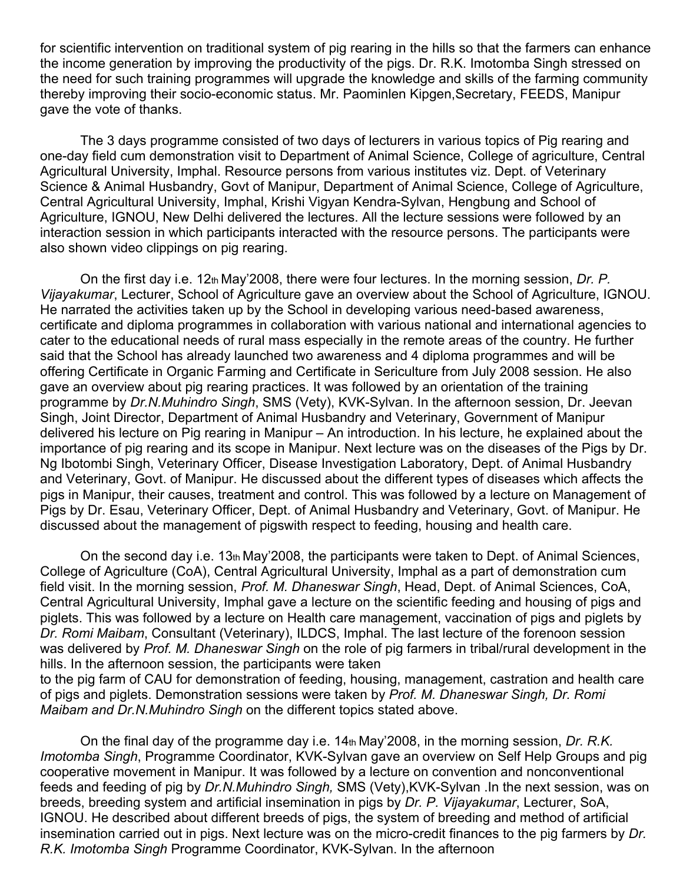for scientific intervention on traditional system of pig rearing in the hills so that the farmers can enhance the income generation by improving the productivity of the pigs. Dr. R.K. Imotomba Singh stressed on the need for such training programmes will upgrade the knowledge and skills of the farming community thereby improving their socio-economic status. Mr. Paominlen Kipgen,Secretary, FEEDS, Manipur gave the vote of thanks.

The 3 days programme consisted of two days of lecturers in various topics of Pig rearing and one-day field cum demonstration visit to Department of Animal Science, College of agriculture, Central Agricultural University, Imphal. Resource persons from various institutes viz. Dept. of Veterinary Science & Animal Husbandry, Govt of Manipur, Department of Animal Science, College of Agriculture, Central Agricultural University, Imphal, Krishi Vigyan Kendra-Sylvan, Hengbung and School of Agriculture, IGNOU, New Delhi delivered the lectures. All the lecture sessions were followed by an interaction session in which participants interacted with the resource persons. The participants were also shown video clippings on pig rearing.

On the first day i.e. 12th May'2008, there were four lectures. In the morning session, *Dr. P. Vijayakumar*, Lecturer, School of Agriculture gave an overview about the School of Agriculture, IGNOU. He narrated the activities taken up by the School in developing various need-based awareness, certificate and diploma programmes in collaboration with various national and international agencies to cater to the educational needs of rural mass especially in the remote areas of the country. He further said that the School has already launched two awareness and 4 diploma programmes and will be offering Certificate in Organic Farming and Certificate in Sericulture from July 2008 session. He also gave an overview about pig rearing practices. It was followed by an orientation of the training programme by *Dr.N.Muhindro Singh*, SMS (Vety), KVK-Sylvan. In the afternoon session, Dr. Jeevan Singh, Joint Director, Department of Animal Husbandry and Veterinary, Government of Manipur delivered his lecture on Pig rearing in Manipur – An introduction. In his lecture, he explained about the importance of pig rearing and its scope in Manipur. Next lecture was on the diseases of the Pigs by Dr. Ng Ibotombi Singh, Veterinary Officer, Disease Investigation Laboratory, Dept. of Animal Husbandry and Veterinary, Govt. of Manipur. He discussed about the different types of diseases which affects the pigs in Manipur, their causes, treatment and control. This was followed by a lecture on Management of Pigs by Dr. Esau, Veterinary Officer, Dept. of Animal Husbandry and Veterinary, Govt. of Manipur. He discussed about the management of pigswith respect to feeding, housing and health care.

On the second day i.e. 13th May'2008, the participants were taken to Dept. of Animal Sciences, College of Agriculture (CoA), Central Agricultural University, Imphal as a part of demonstration cum field visit. In the morning session, *Prof. M. Dhaneswar Singh*, Head, Dept. of Animal Sciences, CoA, Central Agricultural University, Imphal gave a lecture on the scientific feeding and housing of pigs and piglets. This was followed by a lecture on Health care management, vaccination of pigs and piglets by *Dr. Romi Maibam*, Consultant (Veterinary), ILDCS, Imphal. The last lecture of the forenoon session was delivered by *Prof. M. Dhaneswar Singh* on the role of pig farmers in tribal/rural development in the hills. In the afternoon session, the participants were taken to the pig farm of CAU for demonstration of feeding, housing, management, castration and health care of pigs and piglets. Demonstration sessions were taken by *Prof. M. Dhaneswar Singh, Dr. Romi Maibam and Dr.N.Muhindro Singh* on the different topics stated above.

On the final day of the programme day i.e. 14th May'2008, in the morning session, *Dr. R.K. Imotomba Singh*, Programme Coordinator, KVK-Sylvan gave an overview on Self Help Groups and pig cooperative movement in Manipur. It was followed by a lecture on convention and nonconventional feeds and feeding of pig by *Dr.N.Muhindro Singh,* SMS (Vety),KVK-Sylvan .In the next session, was on breeds, breeding system and artificial insemination in pigs by *Dr. P. Vijayakumar*, Lecturer, SoA, IGNOU. He described about different breeds of pigs, the system of breeding and method of artificial insemination carried out in pigs. Next lecture was on the micro-credit finances to the pig farmers by *Dr. R.K. Imotomba Singh* Programme Coordinator, KVK-Sylvan. In the afternoon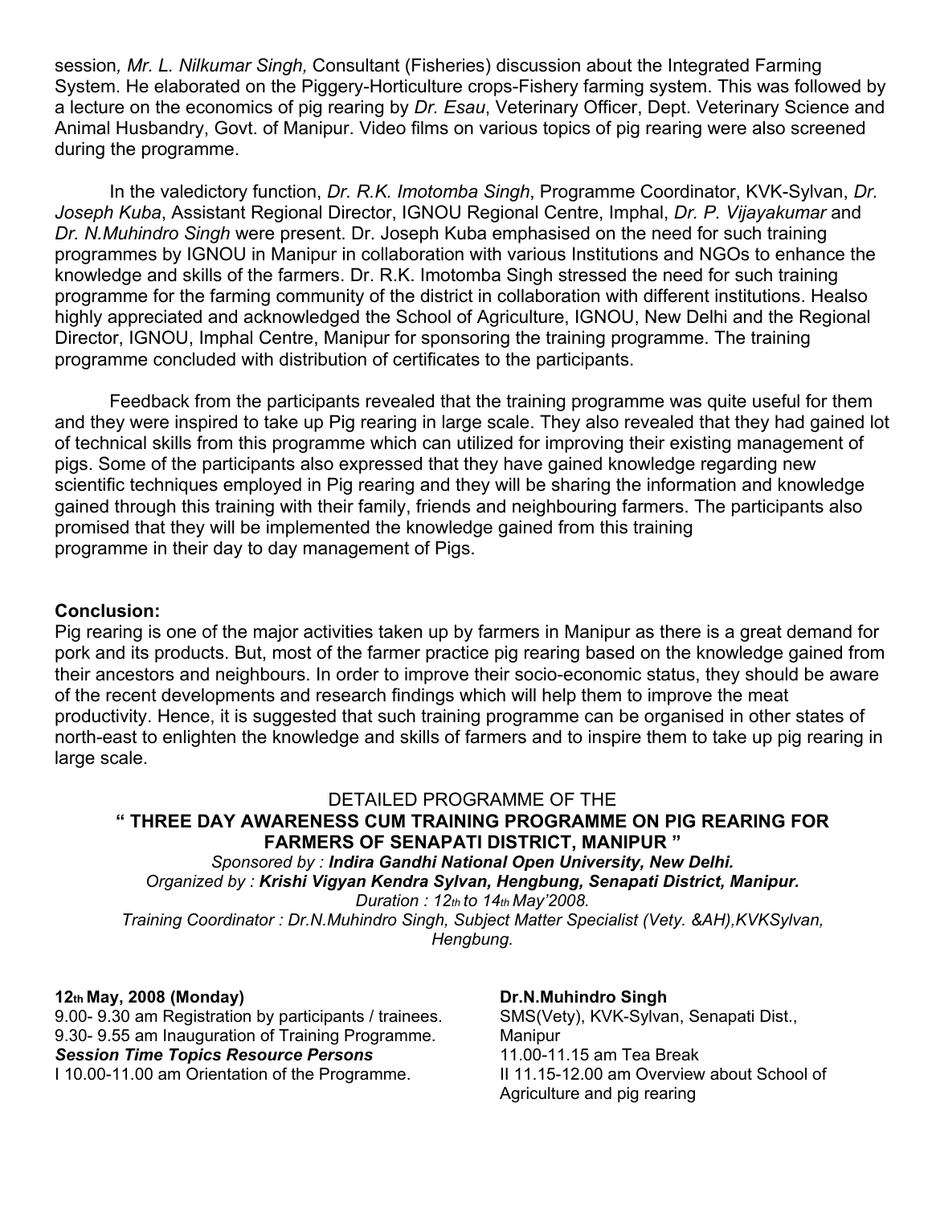session*, Mr. L. Nilkumar Singh,* Consultant (Fisheries) discussion about the Integrated Farming System. He elaborated on the Piggery-Horticulture crops-Fishery farming system. This was followed by a lecture on the economics of pig rearing by *Dr. Esau*, Veterinary Officer, Dept. Veterinary Science and Animal Husbandry, Govt. of Manipur. Video films on various topics of pig rearing were also screened during the programme.

In the valedictory function, *Dr. R.K. Imotomba Singh*, Programme Coordinator, KVK-Sylvan, *Dr. Joseph Kuba*, Assistant Regional Director, IGNOU Regional Centre, Imphal, *Dr. P. Vijayakumar* and *Dr. N.Muhindro Singh* were present. Dr. Joseph Kuba emphasised on the need for such training programmes by IGNOU in Manipur in collaboration with various Institutions and NGOs to enhance the knowledge and skills of the farmers. Dr. R.K. Imotomba Singh stressed the need for such training programme for the farming community of the district in collaboration with different institutions. Healso highly appreciated and acknowledged the School of Agriculture, IGNOU, New Delhi and the Regional Director, IGNOU, Imphal Centre, Manipur for sponsoring the training programme. The training programme concluded with distribution of certificates to the participants.

Feedback from the participants revealed that the training programme was quite useful for them and they were inspired to take up Pig rearing in large scale. They also revealed that they had gained lot of technical skills from this programme which can utilized for improving their existing management of pigs. Some of the participants also expressed that they have gained knowledge regarding new scientific techniques employed in Pig rearing and they will be sharing the information and knowledge gained through this training with their family, friends and neighbouring farmers. The participants also promised that they will be implemented the knowledge gained from this training programme in their day to day management of Pigs.

**Conclusion:**

Pig rearing is one of the major activities taken up by farmers in Manipur as there is a great demand for pork and its products. But, most of the farmer practice pig rearing based on the knowledge gained from their ancestors and neighbours. In order to improve their socio-economic status, they should be aware of the recent developments and research findings which will help them to improve the meat productivity. Hence, it is suggested that such training programme can be organised in other states of north-east to enlighten the knowledge and skills of farmers and to inspire them to take up pig rearing in large scale.

DETAILED PROGRAMME OF THE

**" THREE DAY AWARENESS CUM TRAINING PROGRAMME ON PIG REARING FOR FARMERS OF SENAPATI DISTRICT, MANIPUR "**

*Sponsored by : **Indira Gandhi National Open University, New Delhi.***

*Organized by : **Krishi Vigyan Kendra Sylvan, Hengbung, Senapati District, Manipur.***

*Duration : 12th to 14th May'2008.*

*Training Coordinator : Dr.N.Muhindro Singh, Subject Matter Specialist (Vety. &AH),KVKSylvan, Hengbung.*

**12th May, 2008 (Monday)**

9.00- 9.30 am Registration by participants / trainees.

9.30- 9.55 am Inauguration of Training Programme.

***Session Time Topics Resource Persons***

I 10.00-11.00 am Orientation of the Programme.

**Dr.N.Muhindro Singh**

SMS(Vety), KVK-Sylvan, Senapati Dist., Manipur

11.00-11.15 am Tea Break

II 11.15-12.00 am Overview about School of Agriculture and pig rearing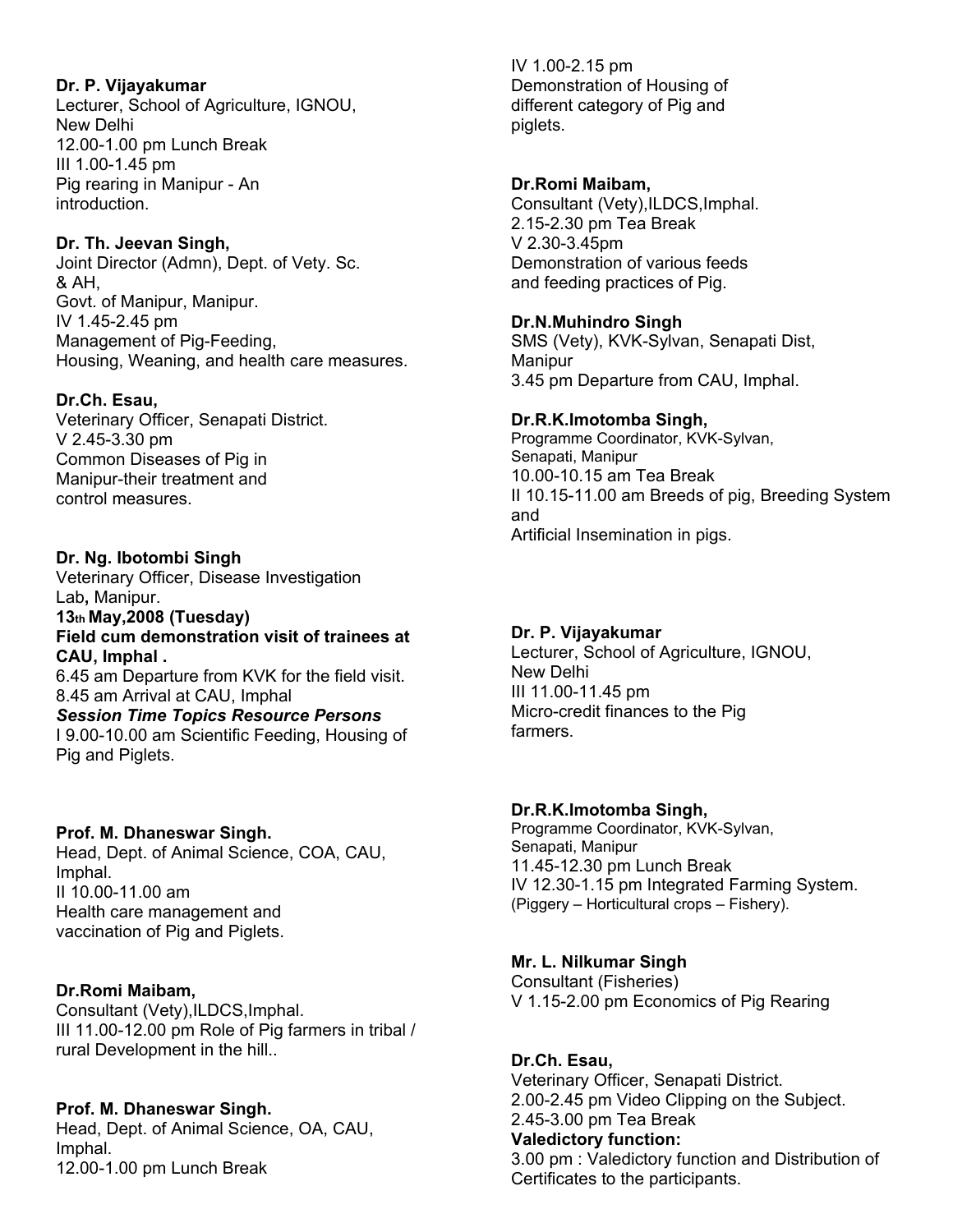**Dr. P. Vijayakumar**
Lecturer, School of Agriculture, IGNOU,
New Delhi
12.00-1.00 pm Lunch Break
III 1.00-1.45 pm
Pig rearing in Manipur - An
introduction.

**Dr. Th. Jeevan Singh,**
Joint Director (Admn), Dept. of Vety. Sc.
& AH,
Govt. of Manipur, Manipur.
IV 1.45-2.45 pm
Management of Pig-Feeding,
Housing, Weaning, and health care measures.

**Dr.Ch. Esau,**
Veterinary Officer, Senapati District.
V 2.45-3.30 pm
Common Diseases of Pig in
Manipur-their treatment and
control measures.

**Dr. Ng. Ibotombi Singh**
Veterinary Officer, Disease Investigation
Lab**,** Manipur.
**13th May,2008 (Tuesday)**
**Field cum demonstration visit of trainees at CAU, Imphal .**
6.45 am Departure from KVK for the field visit.
8.45 am Arrival at CAU, Imphal
***Session Time Topics Resource Persons***
I 9.00-10.00 am Scientific Feeding, Housing of
Pig and Piglets.

**Prof. M. Dhaneswar Singh.**
Head, Dept. of Animal Science, COA, CAU,
Imphal.
II 10.00-11.00 am
Health care management and
vaccination of Pig and Piglets.

**Dr.Romi Maibam,**
Consultant (Vety),ILDCS,Imphal.
III 11.00-12.00 pm Role of Pig farmers in tribal /
rural Development in the hill..

**Prof. M. Dhaneswar Singh.**
Head, Dept. of Animal Science, OA, CAU,
Imphal.
12.00-1.00 pm Lunch Break
IV 1.00-2.15 pm
Demonstration of Housing of
different category of Pig and
piglets.

**Dr.Romi Maibam,**
Consultant (Vety),ILDCS,Imphal.
2.15-2.30 pm Tea Break
V 2.30-3.45pm
Demonstration of various feeds
and feeding practices of Pig.

**Dr.N.Muhindro Singh**
SMS (Vety), KVK-Sylvan, Senapati Dist,
Manipur
3.45 pm Departure from CAU, Imphal.

**Dr.R.K.Imotomba Singh,**
Programme Coordinator, KVK-Sylvan,
Senapati, Manipur
10.00-10.15 am Tea Break
II 10.15-11.00 am Breeds of pig, Breeding System
and
Artificial Insemination in pigs.

**Dr. P. Vijayakumar**
Lecturer, School of Agriculture, IGNOU,
New Delhi
III 11.00-11.45 pm
Micro-credit finances to the Pig
farmers.

**Dr.R.K.Imotomba Singh,**
Programme Coordinator, KVK-Sylvan,
Senapati, Manipur
11.45-12.30 pm Lunch Break
IV 12.30-1.15 pm Integrated Farming System.
(Piggery – Horticultural crops – Fishery).

**Mr. L. Nilkumar Singh**
Consultant (Fisheries)
V 1.15-2.00 pm Economics of Pig Rearing

**Dr.Ch. Esau,**
Veterinary Officer, Senapati District.
2.00-2.45 pm Video Clipping on the Subject.
2.45-3.00 pm Tea Break
**Valedictory function:**
3.00 pm : Valedictory function and Distribution of
Certificates to the participants.